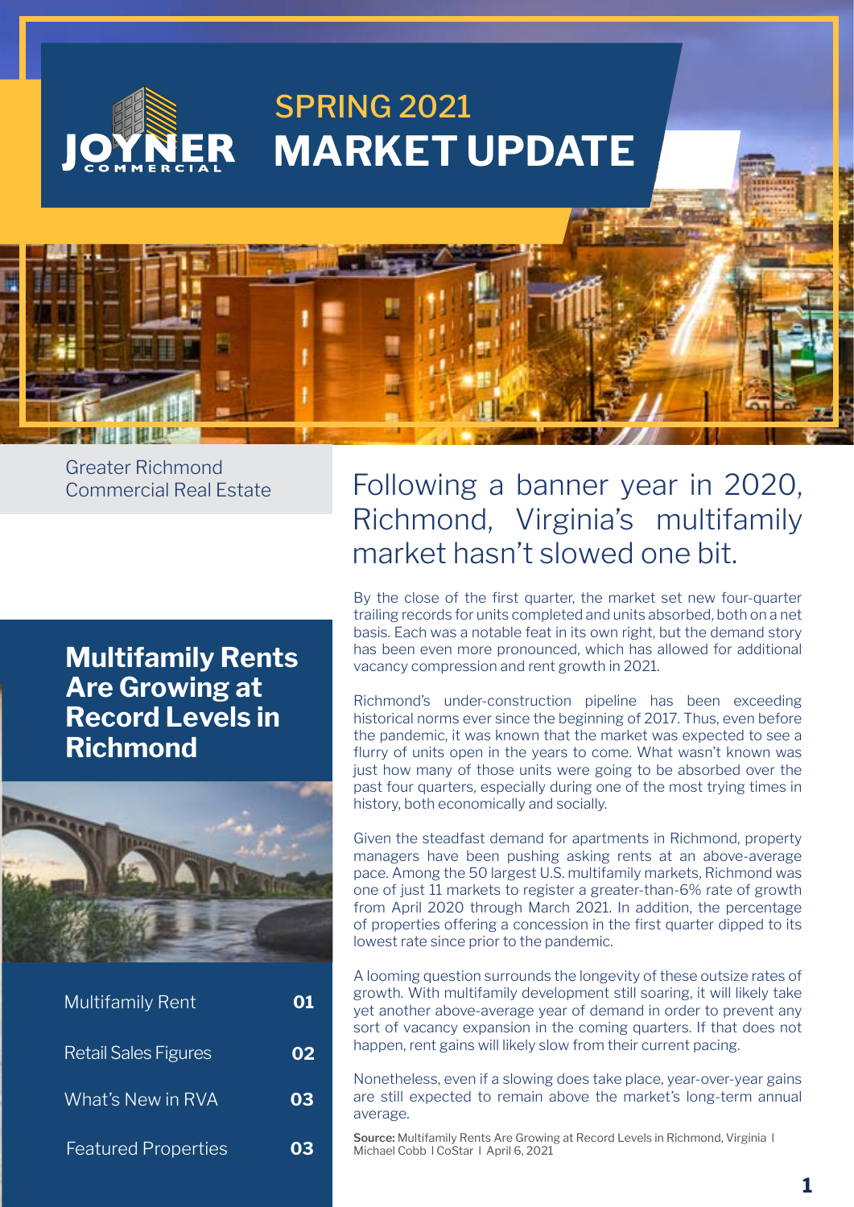JOYNER COMMERCIAL

# SPRING 2021 MARKET UPDATE

Greater Richmond Commercial Real Estate

## Multifamily Rents Are Growing at Record Levels in Richmond

| | |
|---|---|
| Multifamily Rent | 01 |
| Retail Sales Figures | 02 |
| What's New in RVA | 03 |
| Featured Properties | 03 |

### Following a banner year in 2020, Richmond, Virginia's multifamily market hasn't slowed one bit.

By the close of the first quarter, the market set new four-quarter trailing records for units completed and units absorbed, both on a net basis. Each was a notable feat in its own right, but the demand story has been even more pronounced, which has allowed for additional vacancy compression and rent growth in 2021.

Richmond's under-construction pipeline has been exceeding historical norms ever since the beginning of 2017. Thus, even before the pandemic, it was known that the market was expected to see a flurry of units open in the years to come. What wasn't known was just how many of those units were going to be absorbed over the past four quarters, especially during one of the most trying times in history, both economically and socially.

Given the steadfast demand for apartments in Richmond, property managers have been pushing asking rents at an above-average pace. Among the 50 largest U.S. multifamily markets, Richmond was one of just 11 markets to register a greater-than-6% rate of growth from April 2020 through March 2021. In addition, the percentage of properties offering a concession in the first quarter dipped to its lowest rate since prior to the pandemic.

A looming question surrounds the longevity of these outsize rates of growth. With multifamily development still soaring, it will likely take yet another above-average year of demand in order to prevent any sort of vacancy expansion in the coming quarters. If that does not happen, rent gains will likely slow from their current pacing.

Nonetheless, even if a slowing does take place, year-over-year gains are still expected to remain above the market's long-term annual average.

**Source:** Multifamily Rents Are Growing at Record Levels in Richmond, Virginia I Michael Cobb I CoStar I April 6, 2021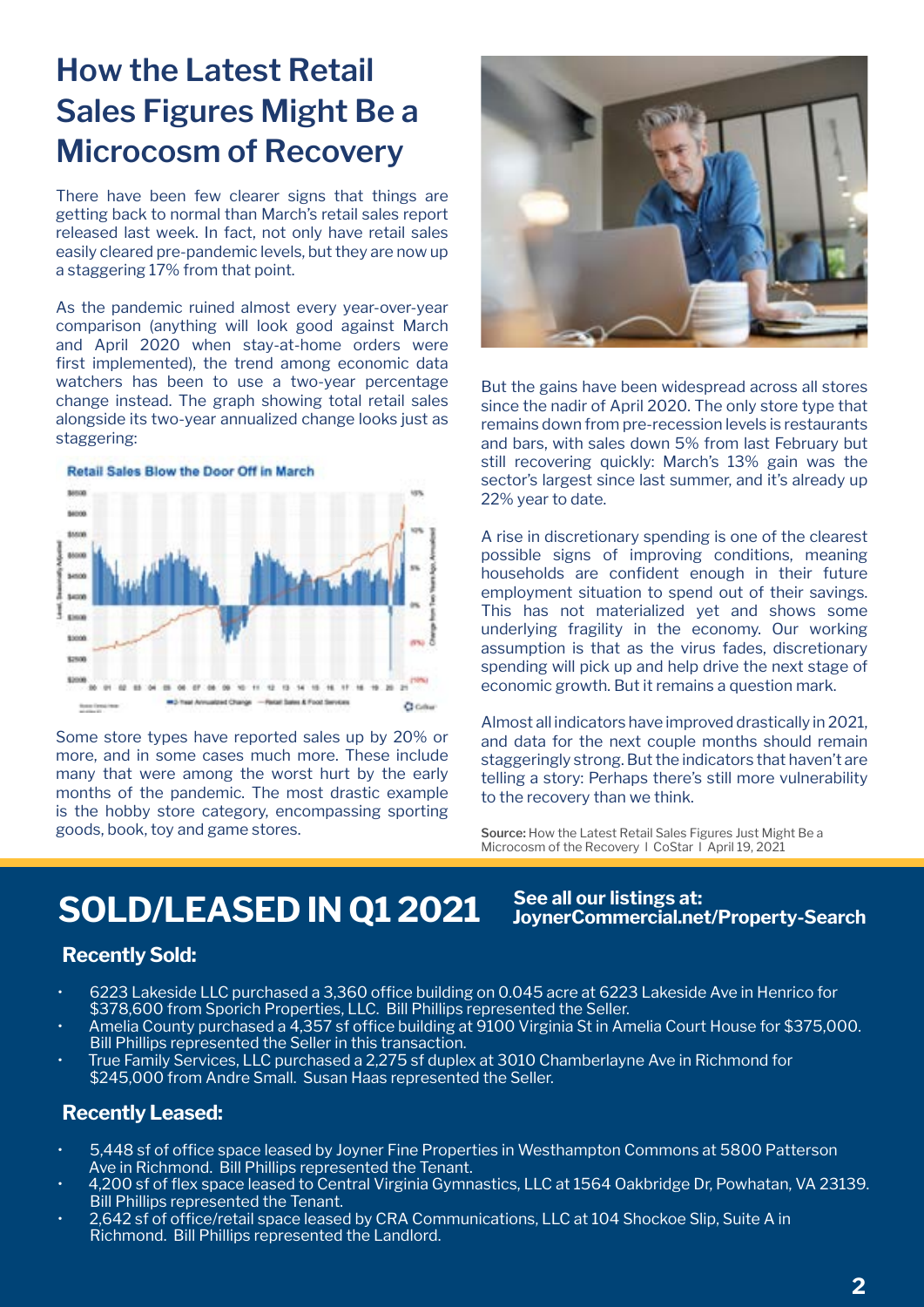# How the Latest Retail Sales Figures Might Be a Microcosm of Recovery

There have been few clearer signs that things are getting back to normal than March's retail sales report released last week. In fact, not only have retail sales easily cleared pre-pandemic levels, but they are now up a staggering 17% from that point.

As the pandemic ruined almost every year-over-year comparison (anything will look good against March and April 2020 when stay-at-home orders were first implemented), the trend among economic data watchers has been to use a two-year percentage change instead. The graph showing total retail sales alongside its two-year annualized change looks just as staggering:

**Retail Sales Blow the Door Off in March**

Some store types have reported sales up by 20% or more, and in some cases much more. These include many that were among the worst hurt by the early months of the pandemic. The most drastic example is the hobby store category, encompassing sporting goods, book, toy and game stores.

But the gains have been widespread across all stores since the nadir of April 2020. The only store type that remains down from pre-recession levels is restaurants and bars, with sales down 5% from last February but still recovering quickly: March's 13% gain was the sector's largest since last summer, and it's already up 22% year to date.

A rise in discretionary spending is one of the clearest possible signs of improving conditions, meaning households are confident enough in their future employment situation to spend out of their savings. This has not materialized yet and shows some underlying fragility in the economy. Our working assumption is that as the virus fades, discretionary spending will pick up and help drive the next stage of economic growth. But it remains a question mark.

Almost all indicators have improved drastically in 2021, and data for the next couple months should remain staggeringly strong. But the indicators that haven't are telling a story: Perhaps there's still more vulnerability to the recovery than we think.

**Source:** How the Latest Retail Sales Figures Just Might Be a Microcosm of the Recovery | CoStar | April 19, 2021

# SOLD/LEASED IN Q1 2021

**See all our listings at: JoynerCommercial.net/Property-Search**

## Recently Sold:

- 6223 Lakeside LLC purchased a 3,360 office building on 0.045 acre at 6223 Lakeside Ave in Henrico for $378,600 from Sporich Properties, LLC. Bill Phillips represented the Seller.
- Amelia County purchased a 4,357 sf office building at 9100 Virginia St in Amelia Court House for $375,000. Bill Phillips represented the Seller in this transaction.
- True Family Services, LLC purchased a 2,275 sf duplex at 3010 Chamberlayne Ave in Richmond for $245,000 from Andre Small. Susan Haas represented the Seller.

## Recently Leased:

- 5,448 sf of office space leased by Joyner Fine Properties in Westhampton Commons at 5800 Patterson Ave in Richmond. Bill Phillips represented the Tenant.
- 4,200 sf of flex space leased to Central Virginia Gymnastics, LLC at 1564 Oakbridge Dr, Powhatan, VA 23139. Bill Phillips represented the Tenant.
- 2,642 sf of office/retail space leased by CRA Communications, LLC at 104 Shockoe Slip, Suite A in Richmond. Bill Phillips represented the Landlord.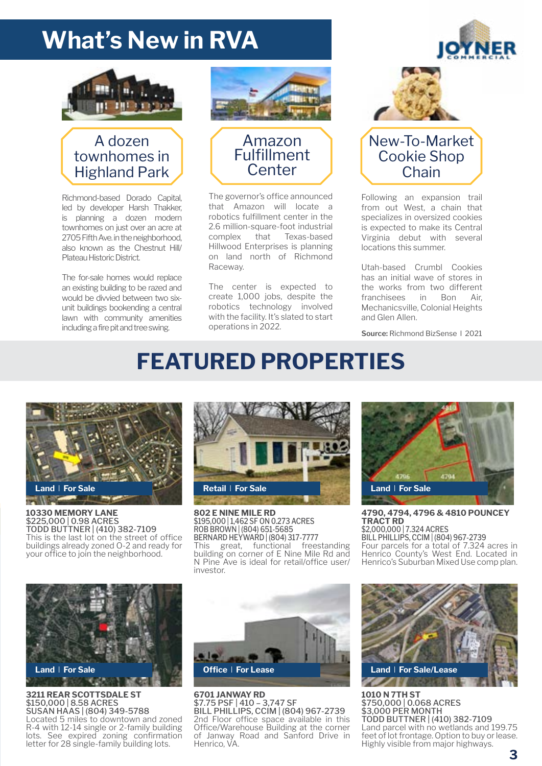# What's New in RVA

JOYNER COMMERCIAL

### A dozen townhomes in Highland Park

Richmond-based Dorado Capital, led by developer Harsh Thakker, is planning a dozen modern townhomes on just over an acre at 2705 Fifth Ave. in the neighborhood, also known as the Chestnut Hill/ Plateau Historic District.

The for-sale homes would replace an existing building to be razed and would be divvied between two six-unit buildings bookending a central lawn with community amenities including a fire pit and tree swing.

### Amazon Fulfillment Center

The governor's office announced that Amazon will locate a robotics fulfillment center in the 2.6 million-square-foot industrial complex that Texas-based Hillwood Enterprises is planning on land north of Richmond Raceway.

The center is expected to create 1,000 jobs, despite the robotics technology involved with the facility. It's slated to start operations in 2022.

### New-To-Market Cookie Shop Chain

Following an expansion trail from out West, a chain that specializes in oversized cookies is expected to make its Central Virginia debut with several locations this summer.

Utah-based Crumbl Cookies has an initial wave of stores in the works from two different franchisees in Bon Air, Mechanicsville, Colonial Heights and Glen Allen.

**Source:** Richmond BizSense | 2021

# FEATURED PROPERTIES

**Land | For Sale**

**10330 MEMORY LANE**
$225,000 | 0.98 ACRES
TODD BUTTNER | (410) 382-7109
This is the last lot on the street of office buildings already zoned O-2 and ready for your office to join the neighborhood.

**Retail | For Sale**

**802 E NINE MILE RD**
$195,000 | 1,462 SF ON 0.273 ACRES
ROB BROWN | (804) 651-5685
BERNARD HEYWARD | (804) 317-7777
This great, functional freestanding building on corner of E Nine Mile Rd and N Pine Ave is ideal for retail/office user/ investor.

**Land | For Sale**

**4790, 4794, 4796 & 4810 POUNCEY TRACT RD**
$2,000,000 | 7.324 ACRES
BILL PHILLIPS, CCIM | (804) 967-2739
Four parcels for a total of 7.324 acres in Henrico County's West End. Located in Henrico's Suburban Mixed Use comp plan.

**Land | For Sale**

**3211 REAR SCOTTSDALE ST**
$150,000 | 8.58 ACRES
SUSAN HAAS | (804) 349-5788
Located 5 miles to downtown and zoned R-4 with 12-14 single or 2-family building lots. See expired zoning confirmation letter for 28 single-family building lots.

**Office | For Lease**

**6701 JANWAY RD**
$7.75 PSF | 410 – 3,747 SF
BILL PHILLIPS, CCIM | (804) 967-2739
2nd Floor office space available in this Office/Warehouse Building at the corner of Janway Road and Sanford Drive in Henrico, VA.

**Land | For Sale/Lease**

**1010 N 7TH ST**
$750,000 | 0.068 ACRES
$3,000 PER MONTH
TODD BUTTNER | (410) 382-7109
Land parcel with no wetlands and 199.75 feet of lot frontage. Option to buy or lease. Highly visible from major highways.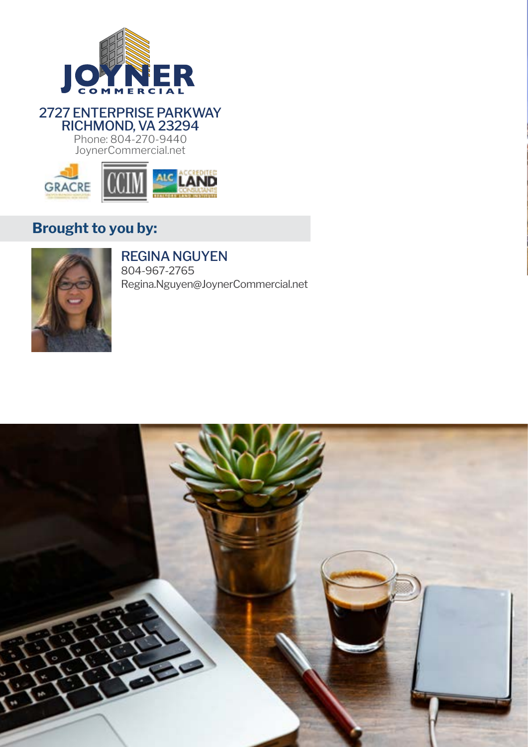JOYNER COMMERCIAL

2727 ENTERPRISE PARKWAY
RICHMOND, VA 23294

Phone: 804-270-9440
JoynerCommercial.net

## Brought to you by:

**REGINA NGUYEN**
804-967-2765
Regina.Nguyen@JoynerCommercial.net